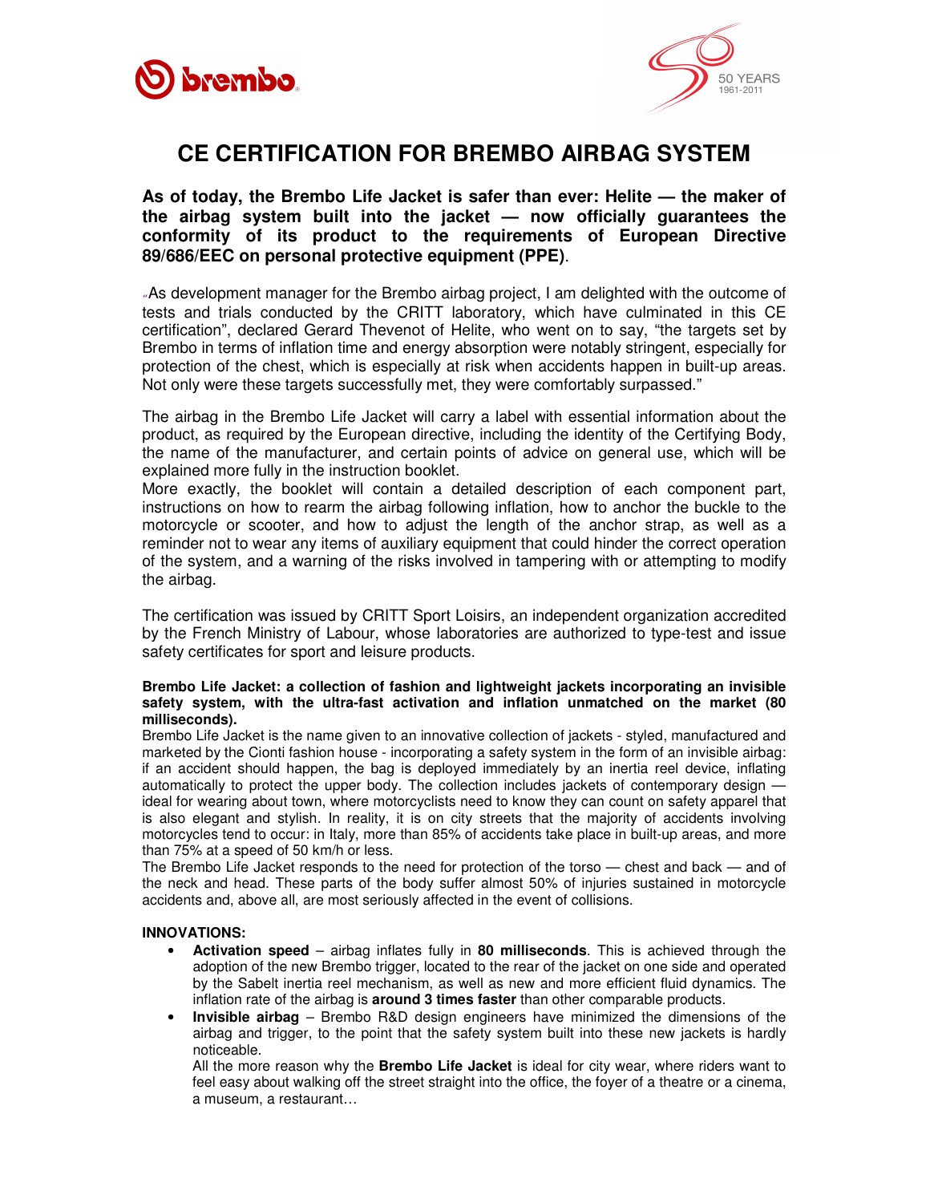# CE CERTIFICATION FOR BREMBO AIRBAG SYSTEM

**As of today, the Brembo Life Jacket is safer than ever: Helite — the maker of the airbag system built into the jacket — now officially guarantees the conformity of its product to the requirements of European Directive 89/686/EEC on personal protective equipment (PPE)**.

"As development manager for the Brembo airbag project, I am delighted with the outcome of tests and trials conducted by the CRITT laboratory, which have culminated in this CE certification", declared Gerard Thevenot of Helite, who went on to say, "the targets set by Brembo in terms of inflation time and energy absorption were notably stringent, especially for protection of the chest, which is especially at risk when accidents happen in built-up areas. Not only were these targets successfully met, they were comfortably surpassed."

The airbag in the Brembo Life Jacket will carry a label with essential information about the product, as required by the European directive, including the identity of the Certifying Body, the name of the manufacturer, and certain points of advice on general use, which will be explained more fully in the instruction booklet.
More exactly, the booklet will contain a detailed description of each component part, instructions on how to rearm the airbag following inflation, how to anchor the buckle to the motorcycle or scooter, and how to adjust the length of the anchor strap, as well as a reminder not to wear any items of auxiliary equipment that could hinder the correct operation of the system, and a warning of the risks involved in tampering with or attempting to modify the airbag.

The certification was issued by CRITT Sport Loisirs, an independent organization accredited by the French Ministry of Labour, whose laboratories are authorized to type-test and issue safety certificates for sport and leisure products.

**Brembo Life Jacket: a collection of fashion and lightweight jackets incorporating an invisible safety system, with the ultra-fast activation and inflation unmatched on the market (80 milliseconds).**
Brembo Life Jacket is the name given to an innovative collection of jackets - styled, manufactured and marketed by the Cionti fashion house - incorporating a safety system in the form of an invisible airbag: if an accident should happen, the bag is deployed immediately by an inertia reel device, inflating automatically to protect the upper body. The collection includes jackets of contemporary design — ideal for wearing about town, where motorcyclists need to know they can count on safety apparel that is also elegant and stylish. In reality, it is on city streets that the majority of accidents involving motorcycles tend to occur: in Italy, more than 85% of accidents take place in built-up areas, and more than 75% at a speed of 50 km/h or less.
The Brembo Life Jacket responds to the need for protection of the torso — chest and back — and of the neck and head. These parts of the body suffer almost 50% of injuries sustained in motorcycle accidents and, above all, are most seriously affected in the event of collisions.

**INNOVATIONS:**

- **Activation speed** – airbag inflates fully in **80 milliseconds**. This is achieved through the adoption of the new Brembo trigger, located to the rear of the jacket on one side and operated by the Sabelt inertia reel mechanism, as well as new and more efficient fluid dynamics. The inflation rate of the airbag is **around 3 times faster** than other comparable products.
- **Invisible airbag** – Brembo R&D design engineers have minimized the dimensions of the airbag and trigger, to the point that the safety system built into these new jackets is hardly noticeable.
  All the more reason why the **Brembo Life Jacket** is ideal for city wear, where riders want to feel easy about walking off the street straight into the office, the foyer of a theatre or a cinema, a museum, a restaurant…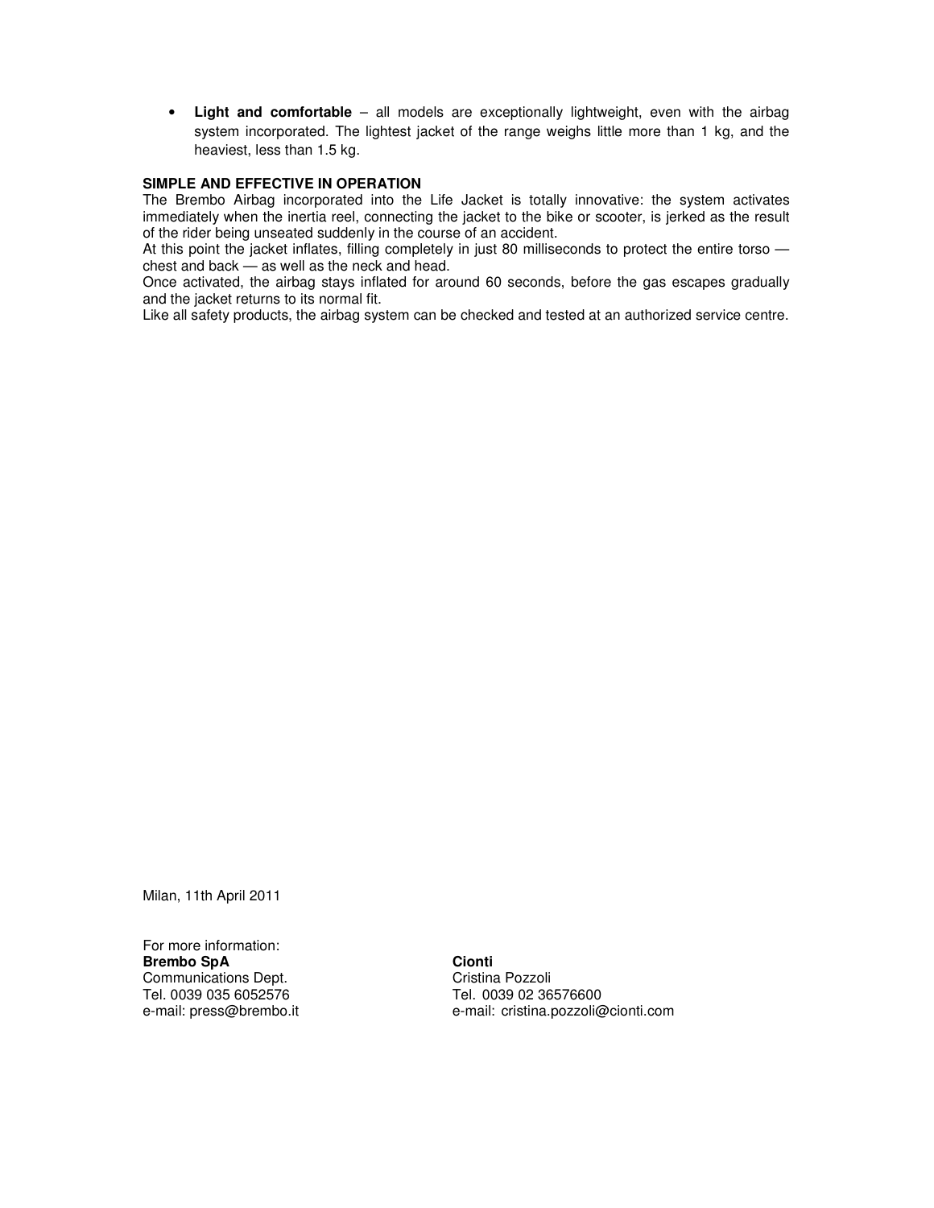- **Light and comfortable** – all models are exceptionally lightweight, even with the airbag system incorporated. The lightest jacket of the range weighs little more than 1 kg, and the heaviest, less than 1.5 kg.

**SIMPLE AND EFFECTIVE IN OPERATION**

The Brembo Airbag incorporated into the Life Jacket is totally innovative: the system activates immediately when the inertia reel, connecting the jacket to the bike or scooter, is jerked as the result of the rider being unseated suddenly in the course of an accident.

At this point the jacket inflates, filling completely in just 80 milliseconds to protect the entire torso — chest and back — as well as the neck and head.

Once activated, the airbag stays inflated for around 60 seconds, before the gas escapes gradually and the jacket returns to its normal fit.

Like all safety products, the airbag system can be checked and tested at an authorized service centre.

Milan, 11th April 2011

For more information:

**Brembo SpA**
Communications Dept.
Tel. 0039 035 6052576
e-mail: press@brembo.it

**Cionti**
Cristina Pozzoli
Tel. 0039 02 36576600
e-mail: cristina.pozzoli@cionti.com